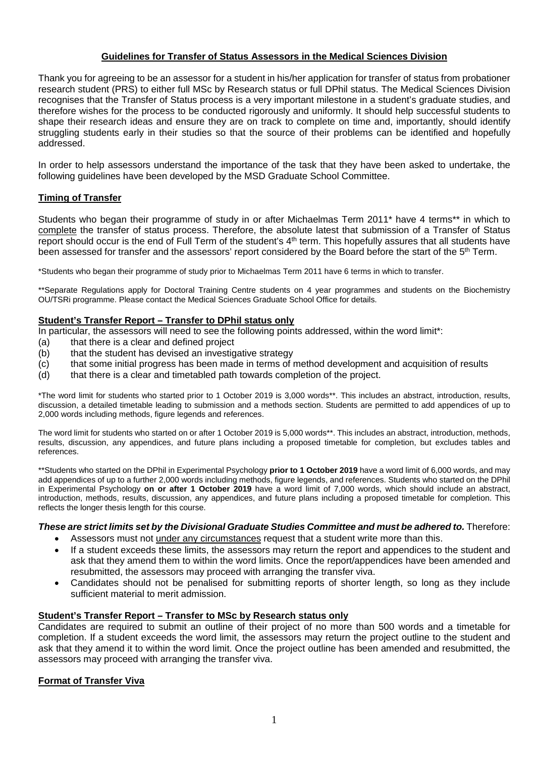# Guidelines for Transfer of Status Assessors in the Medical Sciences Division

Thank you for agreeing to be an assessor for a student in his/her application for transfer of status from probationer research student (PRS) to either full MSc by Research status or full DPhil status. The Medical Sciences Division recognises that the Transfer of Status process is a very important milestone in a student's graduate studies, and therefore wishes for the process to be conducted rigorously and uniformly. It should help successful students to shape their research ideas and ensure they are on track to complete on time and, importantly, should identify struggling students early in their studies so that the source of their problems can be identified and hopefully addressed.

In order to help assessors understand the importance of the task that they have been asked to undertake, the following guidelines have been developed by the MSD Graduate School Committee.

## Timing of Transfer

Students who began their programme of study in or after Michaelmas Term 2011* have 4 terms** in which to complete the transfer of status process. Therefore, the absolute latest that submission of a Transfer of Status report should occur is the end of Full Term of the student's 4th term. This hopefully assures that all students have been assessed for transfer and the assessors' report considered by the Board before the start of the 5th Term.

*Students who began their programme of study prior to Michaelmas Term 2011 have 6 terms in which to transfer.

**Separate Regulations apply for Doctoral Training Centre students on 4 year programmes and students on the Biochemistry OU/TSRi programme. Please contact the Medical Sciences Graduate School Office for details.

## Student's Transfer Report – Transfer to DPhil status only

In particular, the assessors will need to see the following points addressed, within the word limit*:

(a) that there is a clear and defined project
(b) that the student has devised an investigative strategy
(c) that some initial progress has been made in terms of method development and acquisition of results
(d) that there is a clear and timetabled path towards completion of the project.

*The word limit for students who started prior to 1 October 2019 is 3,000 words**. This includes an abstract, introduction, results, discussion, a detailed timetable leading to submission and a methods section. Students are permitted to add appendices of up to 2,000 words including methods, figure legends and references.

The word limit for students who started on or after 1 October 2019 is 5,000 words**. This includes an abstract, introduction, methods, results, discussion, any appendices, and future plans including a proposed timetable for completion, but excludes tables and references.

**Students who started on the DPhil in Experimental Psychology **prior to 1 October 2019** have a word limit of 6,000 words, and may add appendices of up to a further 2,000 words including methods, figure legends, and references. Students who started on the DPhil in Experimental Psychology **on or after 1 October 2019** have a word limit of 7,000 words, which should include an abstract, introduction, methods, results, discussion, any appendices, and future plans including a proposed timetable for completion. This reflects the longer thesis length for this course.

***These are strict limits set by the Divisional Graduate Studies Committee and must be adhered to.*** Therefore:

- Assessors must not under any circumstances request that a student write more than this.
- If a student exceeds these limits, the assessors may return the report and appendices to the student and ask that they amend them to within the word limits. Once the report/appendices have been amended and resubmitted, the assessors may proceed with arranging the transfer viva.
- Candidates should not be penalised for submitting reports of shorter length, so long as they include sufficient material to merit admission.

## Student's Transfer Report – Transfer to MSc by Research status only

Candidates are required to submit an outline of their project of no more than 500 words and a timetable for completion. If a student exceeds the word limit, the assessors may return the project outline to the student and ask that they amend it to within the word limit. Once the project outline has been amended and resubmitted, the assessors may proceed with arranging the transfer viva.

## Format of Transfer Viva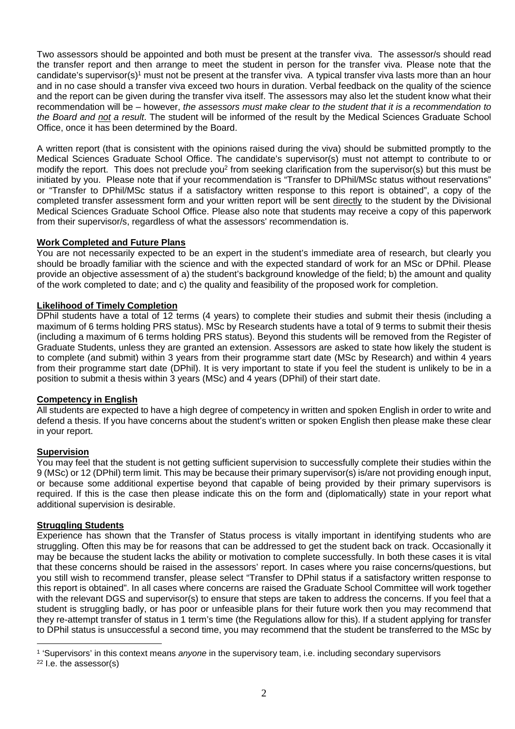Two assessors should be appointed and both must be present at the transfer viva. The assessor/s should read the transfer report and then arrange to meet the student in person for the transfer viva. Please note that the candidate's supervisor(s)[1] must not be present at the transfer viva. A typical transfer viva lasts more than an hour and in no case should a transfer viva exceed two hours in duration. Verbal feedback on the quality of the science and the report can be given during the transfer viva itself. The assessors may also let the student know what their recommendation will be – however, *the assessors must make clear to the student that it is a recommendation to the Board and not a result*. The student will be informed of the result by the Medical Sciences Graduate School Office, once it has been determined by the Board.

A written report (that is consistent with the opinions raised during the viva) should be submitted promptly to the Medical Sciences Graduate School Office. The candidate's supervisor(s) must not attempt to contribute to or modify the report. This does not preclude you[2] from seeking clarification from the supervisor(s) but this must be initiated by you. Please note that if your recommendation is "Transfer to DPhil/MSc status without reservations" or "Transfer to DPhil/MSc status if a satisfactory written response to this report is obtained", a copy of the completed transfer assessment form and your written report will be sent directly to the student by the Divisional Medical Sciences Graduate School Office. Please also note that students may receive a copy of this paperwork from their supervisor/s, regardless of what the assessors' recommendation is.

**Work Completed and Future Plans**

You are not necessarily expected to be an expert in the student's immediate area of research, but clearly you should be broadly familiar with the science and with the expected standard of work for an MSc or DPhil. Please provide an objective assessment of a) the student's background knowledge of the field; b) the amount and quality of the work completed to date; and c) the quality and feasibility of the proposed work for completion.

**Likelihood of Timely Completion**

DPhil students have a total of 12 terms (4 years) to complete their studies and submit their thesis (including a maximum of 6 terms holding PRS status). MSc by Research students have a total of 9 terms to submit their thesis (including a maximum of 6 terms holding PRS status). Beyond this students will be removed from the Register of Graduate Students, unless they are granted an extension. Assessors are asked to state how likely the student is to complete (and submit) within 3 years from their programme start date (MSc by Research) and within 4 years from their programme start date (DPhil). It is very important to state if you feel the student is unlikely to be in a position to submit a thesis within 3 years (MSc) and 4 years (DPhil) of their start date.

**Competency in English**

All students are expected to have a high degree of competency in written and spoken English in order to write and defend a thesis. If you have concerns about the student's written or spoken English then please make these clear in your report.

**Supervision**

You may feel that the student is not getting sufficient supervision to successfully complete their studies within the 9 (MSc) or 12 (DPhil) term limit. This may be because their primary supervisor(s) is/are not providing enough input, or because some additional expertise beyond that capable of being provided by their primary supervisors is required. If this is the case then please indicate this on the form and (diplomatically) state in your report what additional supervision is desirable.

**Struggling Students**

Experience has shown that the Transfer of Status process is vitally important in identifying students who are struggling. Often this may be for reasons that can be addressed to get the student back on track. Occasionally it may be because the student lacks the ability or motivation to complete successfully. In both these cases it is vital that these concerns should be raised in the assessors' report. In cases where you raise concerns/questions, but you still wish to recommend transfer, please select "Transfer to DPhil status if a satisfactory written response to this report is obtained". In all cases where concerns are raised the Graduate School Committee will work together with the relevant DGS and supervisor(s) to ensure that steps are taken to address the concerns. If you feel that a student is struggling badly, or has poor or unfeasible plans for their future work then you may recommend that they re-attempt transfer of status in 1 term's time (the Regulations allow for this). If a student applying for transfer to DPhil status is unsuccessful a second time, you may recommend that the student be transferred to the MSc by

[1] 'Supervisors' in this context means *anyone* in the supervisory team, i.e. including secondary supervisors

[2] I.e. the assessor(s)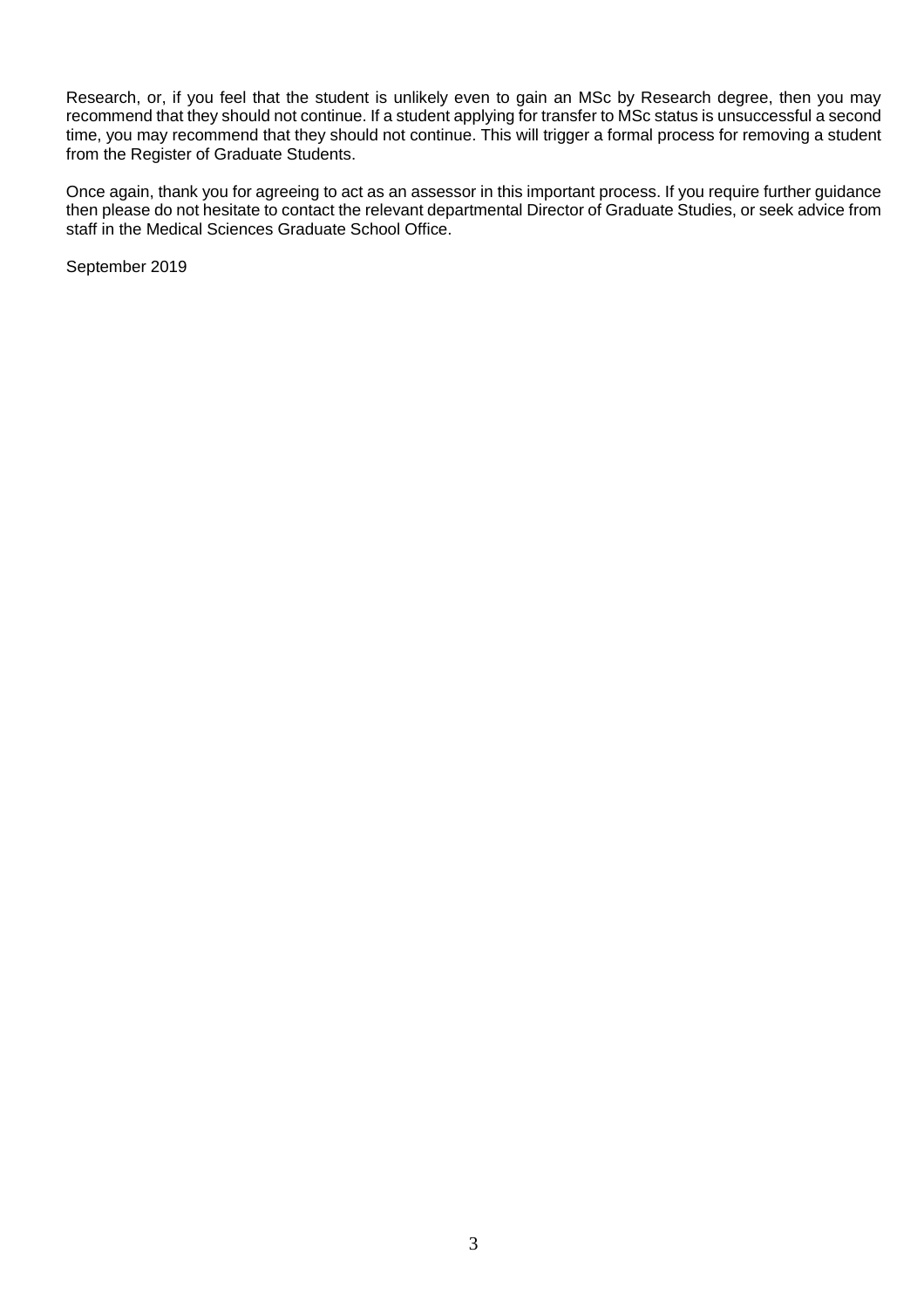Research, or, if you feel that the student is unlikely even to gain an MSc by Research degree, then you may recommend that they should not continue. If a student applying for transfer to MSc status is unsuccessful a second time, you may recommend that they should not continue. This will trigger a formal process for removing a student from the Register of Graduate Students.

Once again, thank you for agreeing to act as an assessor in this important process. If you require further guidance then please do not hesitate to contact the relevant departmental Director of Graduate Studies, or seek advice from staff in the Medical Sciences Graduate School Office.

September 2019